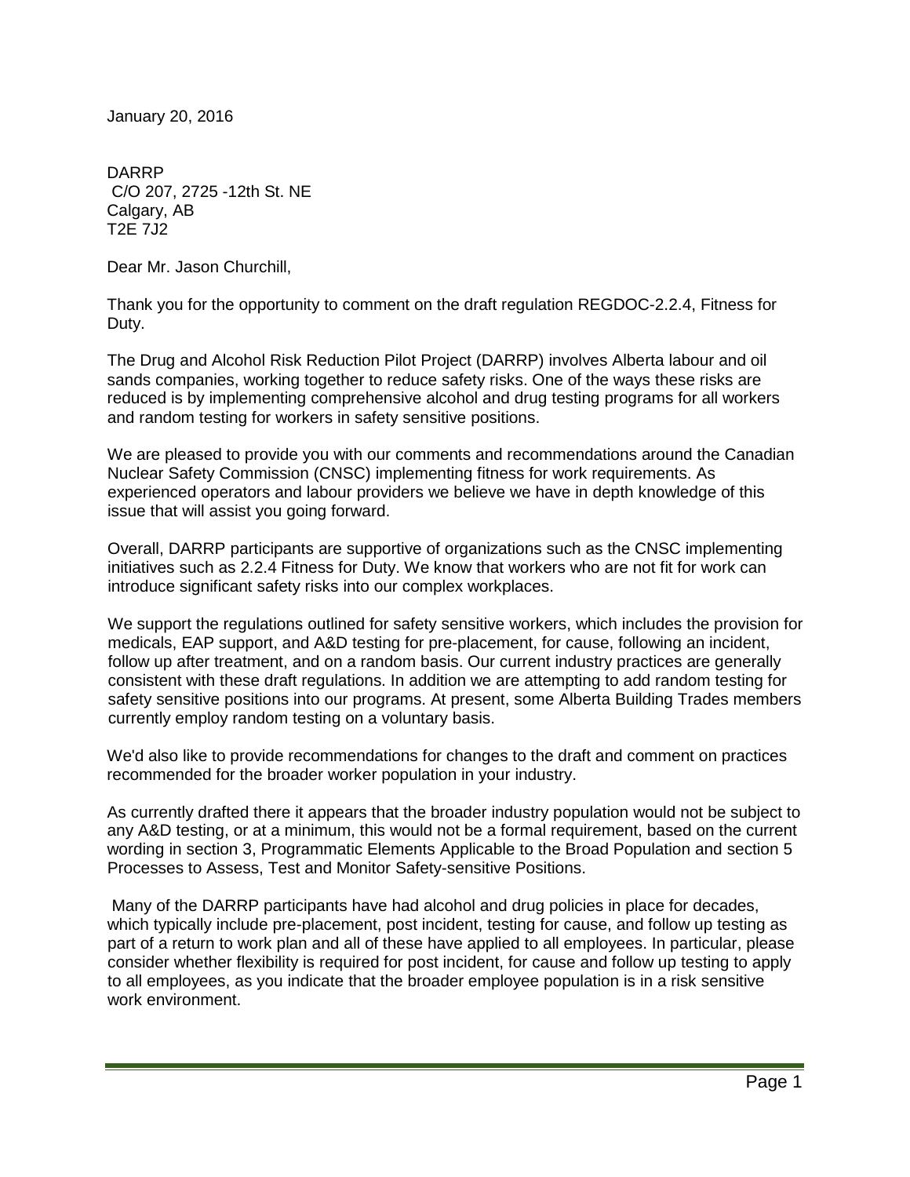January 20, 2016

DARRP
C/O 207, 2725 -12th St. NE
Calgary, AB
T2E 7J2

Dear Mr. Jason Churchill,

Thank you for the opportunity to comment on the draft regulation REGDOC-2.2.4, Fitness for Duty.

The Drug and Alcohol Risk Reduction Pilot Project (DARRP) involves Alberta labour and oil sands companies, working together to reduce safety risks. One of the ways these risks are reduced is by implementing comprehensive alcohol and drug testing programs for all workers and random testing for workers in safety sensitive positions.

We are pleased to provide you with our comments and recommendations around the Canadian Nuclear Safety Commission (CNSC) implementing fitness for work requirements. As experienced operators and labour providers we believe we have in depth knowledge of this issue that will assist you going forward.

Overall, DARRP participants are supportive of organizations such as the CNSC implementing initiatives such as 2.2.4 Fitness for Duty. We know that workers who are not fit for work can introduce significant safety risks into our complex workplaces.

We support the regulations outlined for safety sensitive workers, which includes the provision for medicals, EAP support, and A&D testing for pre-placement, for cause, following an incident, follow up after treatment, and on a random basis. Our current industry practices are generally consistent with these draft regulations. In addition we are attempting to add random testing for safety sensitive positions into our programs. At present, some Alberta Building Trades members currently employ random testing on a voluntary basis.

We'd also like to provide recommendations for changes to the draft and comment on practices recommended for the broader worker population in your industry.

As currently drafted there it appears that the broader industry population would not be subject to any A&D testing, or at a minimum, this would not be a formal requirement, based on the current wording in section 3, Programmatic Elements Applicable to the Broad Population and section 5 Processes to Assess, Test and Monitor Safety-sensitive Positions.

Many of the DARRP participants have had alcohol and drug policies in place for decades, which typically include pre-placement, post incident, testing for cause, and follow up testing as part of a return to work plan and all of these have applied to all employees. In particular, please consider whether flexibility is required for post incident, for cause and follow up testing to apply to all employees, as you indicate that the broader employee population is in a risk sensitive work environment.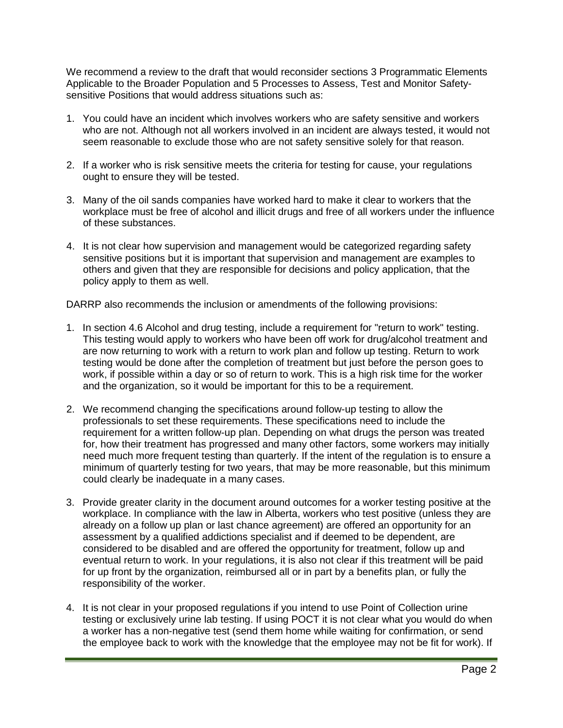We recommend a review to the draft that would reconsider sections 3 Programmatic Elements Applicable to the Broader Population and 5 Processes to Assess, Test and Monitor Safety-sensitive Positions that would address situations such as:

1. You could have an incident which involves workers who are safety sensitive and workers who are not. Although not all workers involved in an incident are always tested, it would not seem reasonable to exclude those who are not safety sensitive solely for that reason.

2. If a worker who is risk sensitive meets the criteria for testing for cause, your regulations ought to ensure they will be tested.

3. Many of the oil sands companies have worked hard to make it clear to workers that the workplace must be free of alcohol and illicit drugs and free of all workers under the influence of these substances.

4. It is not clear how supervision and management would be categorized regarding safety sensitive positions but it is important that supervision and management are examples to others and given that they are responsible for decisions and policy application, that the policy apply to them as well.

DARRP also recommends the inclusion or amendments of the following provisions:

1. In section 4.6 Alcohol and drug testing, include a requirement for "return to work" testing. This testing would apply to workers who have been off work for drug/alcohol treatment and are now returning to work with a return to work plan and follow up testing. Return to work testing would be done after the completion of treatment but just before the person goes to work, if possible within a day or so of return to work. This is a high risk time for the worker and the organization, so it would be important for this to be a requirement.

2. We recommend changing the specifications around follow-up testing to allow the professionals to set these requirements. These specifications need to include the requirement for a written follow-up plan. Depending on what drugs the person was treated for, how their treatment has progressed and many other factors, some workers may initially need much more frequent testing than quarterly. If the intent of the regulation is to ensure a minimum of quarterly testing for two years, that may be more reasonable, but this minimum could clearly be inadequate in a many cases.

3. Provide greater clarity in the document around outcomes for a worker testing positive at the workplace. In compliance with the law in Alberta, workers who test positive (unless they are already on a follow up plan or last chance agreement) are offered an opportunity for an assessment by a qualified addictions specialist and if deemed to be dependent, are considered to be disabled and are offered the opportunity for treatment, follow up and eventual return to work. In your regulations, it is also not clear if this treatment will be paid for up front by the organization, reimbursed all or in part by a benefits plan, or fully the responsibility of the worker.

4. It is not clear in your proposed regulations if you intend to use Point of Collection urine testing or exclusively urine lab testing. If using POCT it is not clear what you would do when a worker has a non-negative test (send them home while waiting for confirmation, or send the employee back to work with the knowledge that the employee may not be fit for work). If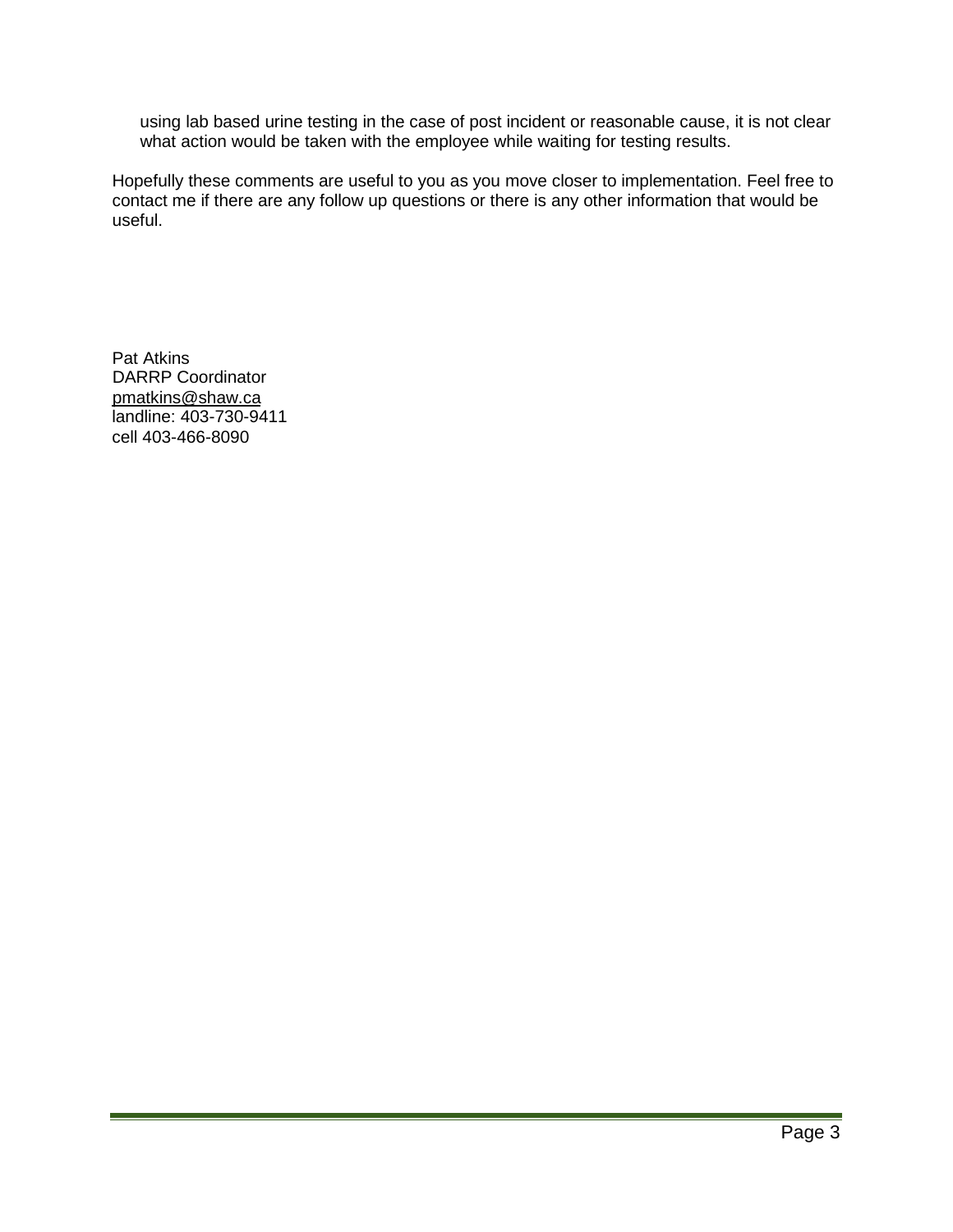using lab based urine testing in the case of post incident or reasonable cause, it is not clear what action would be taken with the employee while waiting for testing results.

Hopefully these comments are useful to you as you move closer to implementation. Feel free to contact me if there are any follow up questions or there is any other information that would be useful.

Pat Atkins
DARRP Coordinator
pmatkins@shaw.ca
landline: 403-730-9411
cell 403-466-8090